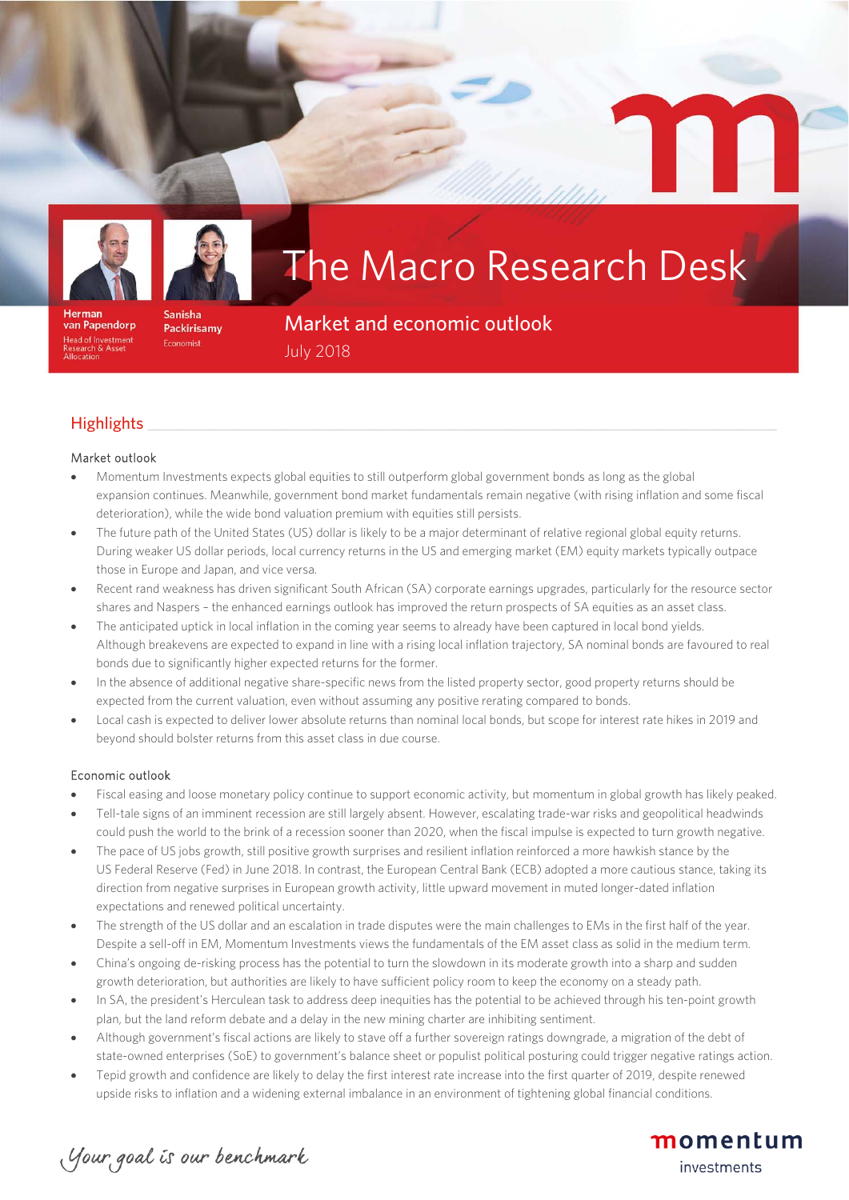# The Macro Research Desk

**Herman van Papendorp**
Head of Investment Research & Asset Allocation

**Sanisha Packirisamy**
Economist

## Market and economic outlook

July 2018

## Highlights

### Market outlook

- Momentum Investments expects global equities to still outperform global government bonds as long as the global expansion continues. Meanwhile, government bond market fundamentals remain negative (with rising inflation and some fiscal deterioration), while the wide bond valuation premium with equities still persists.
- The future path of the United States (US) dollar is likely to be a major determinant of relative regional global equity returns. During weaker US dollar periods, local currency returns in the US and emerging market (EM) equity markets typically outpace those in Europe and Japan, and vice versa.
- Recent rand weakness has driven significant South African (SA) corporate earnings upgrades, particularly for the resource sector shares and Naspers – the enhanced earnings outlook has improved the return prospects of SA equities as an asset class.
- The anticipated uptick in local inflation in the coming year seems to already have been captured in local bond yields. Although breakevens are expected to expand in line with a rising local inflation trajectory, SA nominal bonds are favoured to real bonds due to significantly higher expected returns for the former.
- In the absence of additional negative share-specific news from the listed property sector, good property returns should be expected from the current valuation, even without assuming any positive rerating compared to bonds.
- Local cash is expected to deliver lower absolute returns than nominal local bonds, but scope for interest rate hikes in 2019 and beyond should bolster returns from this asset class in due course.

### Economic outlook

- Fiscal easing and loose monetary policy continue to support economic activity, but momentum in global growth has likely peaked.
- Tell-tale signs of an imminent recession are still largely absent. However, escalating trade-war risks and geopolitical headwinds could push the world to the brink of a recession sooner than 2020, when the fiscal impulse is expected to turn growth negative.
- The pace of US jobs growth, still positive growth surprises and resilient inflation reinforced a more hawkish stance by the US Federal Reserve (Fed) in June 2018. In contrast, the European Central Bank (ECB) adopted a more cautious stance, taking its direction from negative surprises in European growth activity, little upward movement in muted longer-dated inflation expectations and renewed political uncertainty.
- The strength of the US dollar and an escalation in trade disputes were the main challenges to EMs in the first half of the year. Despite a sell-off in EM, Momentum Investments views the fundamentals of the EM asset class as solid in the medium term.
- China's ongoing de-risking process has the potential to turn the slowdown in its moderate growth into a sharp and sudden growth deterioration, but authorities are likely to have sufficient policy room to keep the economy on a steady path.
- In SA, the president's Herculean task to address deep inequities has the potential to be achieved through his ten-point growth plan, but the land reform debate and a delay in the new mining charter are inhibiting sentiment.
- Although government's fiscal actions are likely to stave off a further sovereign ratings downgrade, a migration of the debt of state-owned enterprises (SoE) to government's balance sheet or populist political posturing could trigger negative ratings action.
- Tepid growth and confidence are likely to delay the first interest rate increase into the first quarter of 2019, despite renewed upside risks to inflation and a widening external imbalance in an environment of tightening global financial conditions.

*Your goal is our benchmark*

momentum investments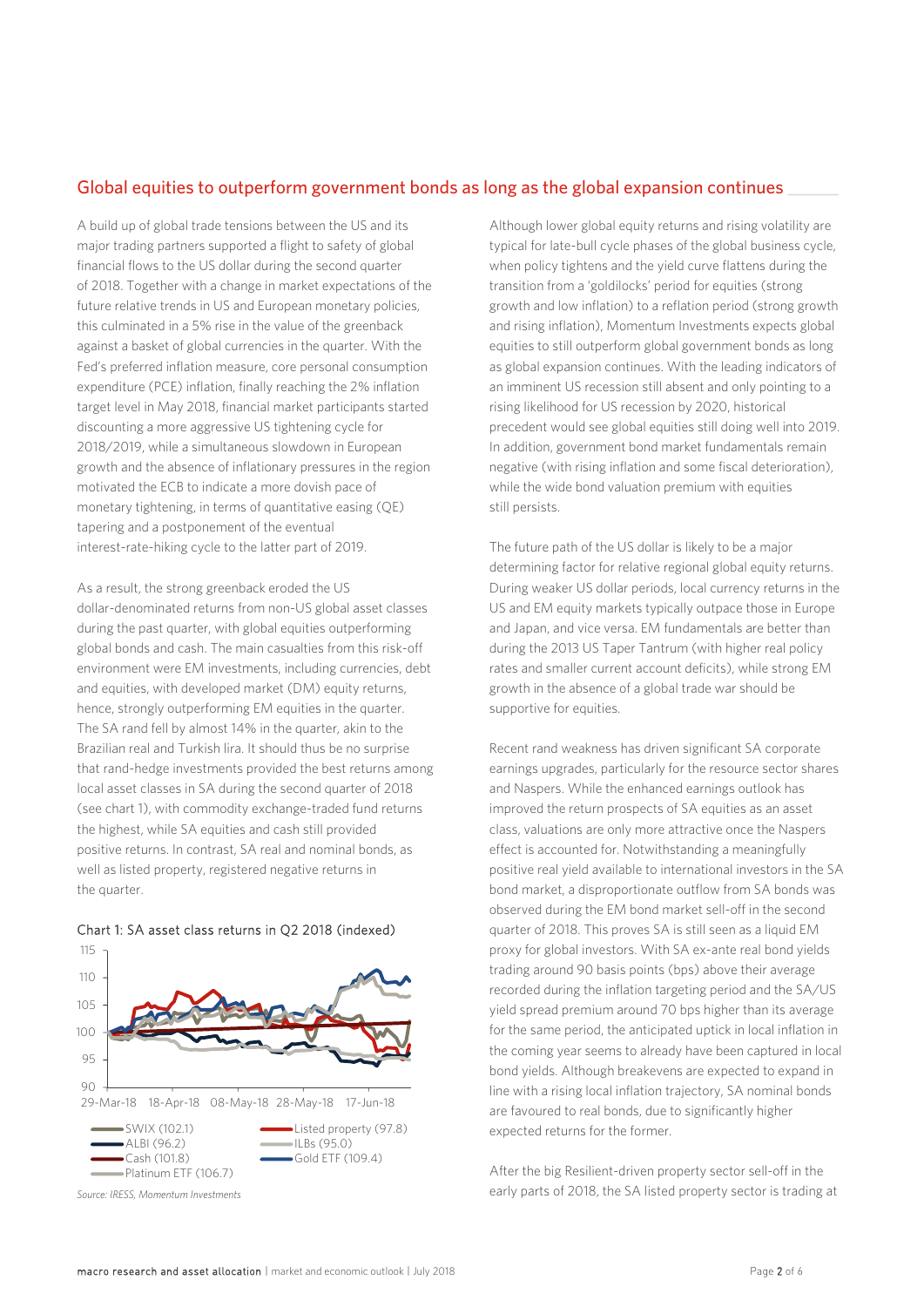## Global equities to outperform government bonds as long as the global expansion continues

A build up of global trade tensions between the US and its major trading partners supported a flight to safety of global financial flows to the US dollar during the second quarter of 2018. Together with a change in market expectations of the future relative trends in US and European monetary policies, this culminated in a 5% rise in the value of the greenback against a basket of global currencies in the quarter. With the Fed's preferred inflation measure, core personal consumption expenditure (PCE) inflation, finally reaching the 2% inflation target level in May 2018, financial market participants started discounting a more aggressive US tightening cycle for 2018/2019, while a simultaneous slowdown in European growth and the absence of inflationary pressures in the region motivated the ECB to indicate a more dovish pace of monetary tightening, in terms of quantitative easing (QE) tapering and a postponement of the eventual interest-rate-hiking cycle to the latter part of 2019.

As a result, the strong greenback eroded the US dollar-denominated returns from non-US global asset classes during the past quarter, with global equities outperforming global bonds and cash. The main casualties from this risk-off environment were EM investments, including currencies, debt and equities, with developed market (DM) equity returns, hence, strongly outperforming EM equities in the quarter. The SA rand fell by almost 14% in the quarter, akin to the Brazilian real and Turkish lira. It should thus be no surprise that rand-hedge investments provided the best returns among local asset classes in SA during the second quarter of 2018 (see chart 1), with commodity exchange-traded fund returns the highest, while SA equities and cash still provided positive returns. In contrast, SA real and nominal bonds, as well as listed property, registered negative returns in the quarter.

Chart 1: SA asset class returns in Q2 2018 (indexed)

SWIX (102.1), ALBI (96.2), Cash (101.8), Platinum ETF (106.7), Listed property (97.8), ILBs (95.0), Gold ETF (109.4)

*Source: IRESS, Momentum Investments*

Although lower global equity returns and rising volatility are typical for late-bull cycle phases of the global business cycle, when policy tightens and the yield curve flattens during the transition from a 'goldilocks' period for equities (strong growth and low inflation) to a reflation period (strong growth and rising inflation), Momentum Investments expects global equities to still outperform global government bonds as long as global expansion continues. With the leading indicators of an imminent US recession still absent and only pointing to a rising likelihood for US recession by 2020, historical precedent would see global equities still doing well into 2019. In addition, government bond market fundamentals remain negative (with rising inflation and some fiscal deterioration), while the wide bond valuation premium with equities still persists.

The future path of the US dollar is likely to be a major determining factor for relative regional global equity returns. During weaker US dollar periods, local currency returns in the US and EM equity markets typically outpace those in Europe and Japan, and vice versa. EM fundamentals are better than during the 2013 US Taper Tantrum (with higher real policy rates and smaller current account deficits), while strong EM growth in the absence of a global trade war should be supportive for equities.

Recent rand weakness has driven significant SA corporate earnings upgrades, particularly for the resource sector shares and Naspers. While the enhanced earnings outlook has improved the return prospects of SA equities as an asset class, valuations are only more attractive once the Naspers effect is accounted for. Notwithstanding a meaningfully positive real yield available to international investors in the SA bond market, a disproportionate outflow from SA bonds was observed during the EM bond market sell-off in the second quarter of 2018. This proves SA is still seen as a liquid EM proxy for global investors. With SA ex-ante real bond yields trading around 90 basis points (bps) above their average recorded during the inflation targeting period and the SA/US yield spread premium around 70 bps higher than its average for the same period, the anticipated uptick in local inflation in the coming year seems to already have been captured in local bond yields. Although breakevens are expected to expand in line with a rising local inflation trajectory, SA nominal bonds are favoured to real bonds, due to significantly higher expected returns for the former.

After the big Resilient-driven property sector sell-off in the early parts of 2018, the SA listed property sector is trading at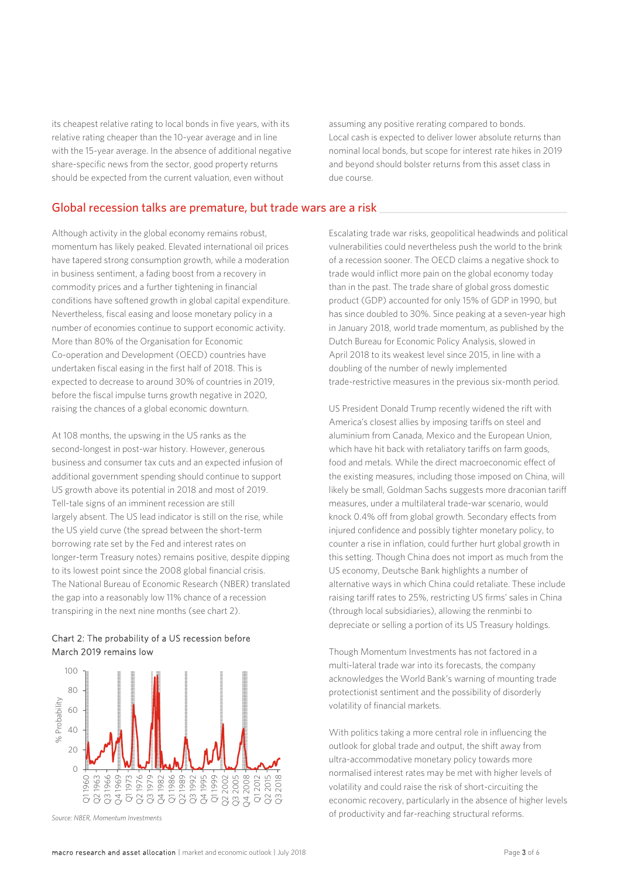its cheapest relative rating to local bonds in five years, with its relative rating cheaper than the 10-year average and in line with the 15-year average. In the absence of additional negative share-specific news from the sector, good property returns should be expected from the current valuation, even without assuming any positive rerating compared to bonds.

Local cash is expected to deliver lower absolute returns than nominal local bonds, but scope for interest rate hikes in 2019 and beyond should bolster returns from this asset class in due course.

## Global recession talks are premature, but trade wars are a risk

Although activity in the global economy remains robust, momentum has likely peaked. Elevated international oil prices have tapered strong consumption growth, while a moderation in business sentiment, a fading boost from a recovery in commodity prices and a further tightening in financial conditions have softened growth in global capital expenditure. Nevertheless, fiscal easing and loose monetary policy in a number of economies continue to support economic activity. More than 80% of the Organisation for Economic Co-operation and Development (OECD) countries have undertaken fiscal easing in the first half of 2018. This is expected to decrease to around 30% of countries in 2019, before the fiscal impulse turns growth negative in 2020, raising the chances of a global economic downturn.

At 108 months, the upswing in the US ranks as the second-longest in post-war history. However, generous business and consumer tax cuts and an expected infusion of additional government spending should continue to support US growth above its potential in 2018 and most of 2019. Tell-tale signs of an imminent recession are still largely absent. The US lead indicator is still on the rise, while the US yield curve (the spread between the short-term borrowing rate set by the Fed and interest rates on longer-term Treasury notes) remains positive, despite dipping to its lowest point since the 2008 global financial crisis. The National Bureau of Economic Research (NBER) translated the gap into a reasonably low 11% chance of a recession transpiring in the next nine months (see chart 2).

Chart 2: The probability of a US recession before March 2019 remains low

*Source: NBER, Momentum Investments*

Escalating trade war risks, geopolitical headwinds and political vulnerabilities could nevertheless push the world to the brink of a recession sooner. The OECD claims a negative shock to trade would inflict more pain on the global economy today than in the past. The trade share of global gross domestic product (GDP) accounted for only 15% of GDP in 1990, but has since doubled to 30%. Since peaking at a seven-year high in January 2018, world trade momentum, as published by the Dutch Bureau for Economic Policy Analysis, slowed in April 2018 to its weakest level since 2015, in line with a doubling of the number of newly implemented trade-restrictive measures in the previous six-month period.

US President Donald Trump recently widened the rift with America's closest allies by imposing tariffs on steel and aluminium from Canada, Mexico and the European Union, which have hit back with retaliatory tariffs on farm goods, food and metals. While the direct macroeconomic effect of the existing measures, including those imposed on China, will likely be small, Goldman Sachs suggests more draconian tariff measures, under a multilateral trade-war scenario, would knock 0.4% off from global growth. Secondary effects from injured confidence and possibly tighter monetary policy, to counter a rise in inflation, could further hurt global growth in this setting. Though China does not import as much from the US economy, Deutsche Bank highlights a number of alternative ways in which China could retaliate. These include raising tariff rates to 25%, restricting US firms' sales in China (through local subsidiaries), allowing the renminbi to depreciate or selling a portion of its US Treasury holdings.

Though Momentum Investments has not factored in a multi-lateral trade war into its forecasts, the company acknowledges the World Bank's warning of mounting trade protectionist sentiment and the possibility of disorderly volatility of financial markets.

With politics taking a more central role in influencing the outlook for global trade and output, the shift away from ultra-accommodative monetary policy towards more normalised interest rates may be met with higher levels of volatility and could raise the risk of short-circuiting the economic recovery, particularly in the absence of higher levels of productivity and far-reaching structural reforms.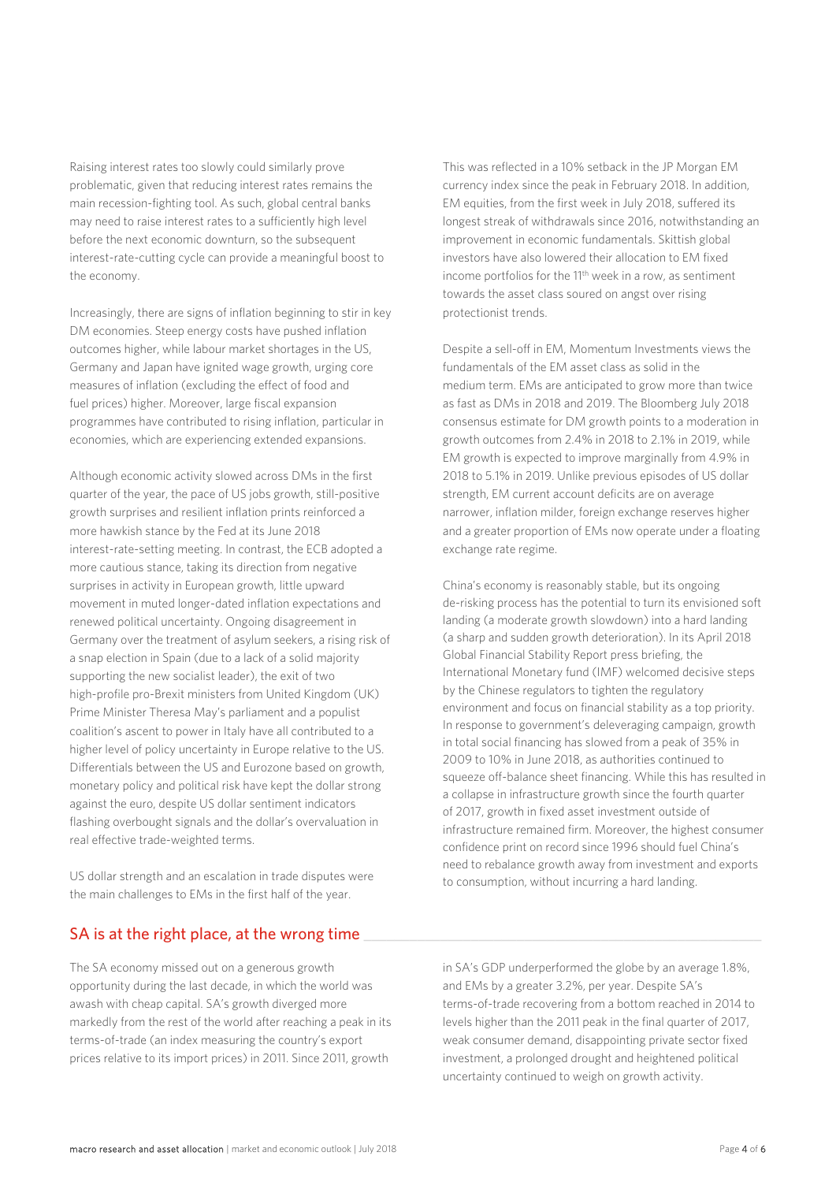Raising interest rates too slowly could similarly prove problematic, given that reducing interest rates remains the main recession-fighting tool. As such, global central banks may need to raise interest rates to a sufficiently high level before the next economic downturn, so the subsequent interest-rate-cutting cycle can provide a meaningful boost to the economy.

Increasingly, there are signs of inflation beginning to stir in key DM economies. Steep energy costs have pushed inflation outcomes higher, while labour market shortages in the US, Germany and Japan have ignited wage growth, urging core measures of inflation (excluding the effect of food and fuel prices) higher. Moreover, large fiscal expansion programmes have contributed to rising inflation, particular in economies, which are experiencing extended expansions.

Although economic activity slowed across DMs in the first quarter of the year, the pace of US jobs growth, still-positive growth surprises and resilient inflation prints reinforced a more hawkish stance by the Fed at its June 2018 interest-rate-setting meeting. In contrast, the ECB adopted a more cautious stance, taking its direction from negative surprises in activity in European growth, little upward movement in muted longer-dated inflation expectations and renewed political uncertainty. Ongoing disagreement in Germany over the treatment of asylum seekers, a rising risk of a snap election in Spain (due to a lack of a solid majority supporting the new socialist leader), the exit of two high-profile pro-Brexit ministers from United Kingdom (UK) Prime Minister Theresa May's parliament and a populist coalition's ascent to power in Italy have all contributed to a higher level of policy uncertainty in Europe relative to the US. Differentials between the US and Eurozone based on growth, monetary policy and political risk have kept the dollar strong against the euro, despite US dollar sentiment indicators flashing overbought signals and the dollar's overvaluation in real effective trade-weighted terms.

US dollar strength and an escalation in trade disputes were the main challenges to EMs in the first half of the year.

This was reflected in a 10% setback in the JP Morgan EM currency index since the peak in February 2018. In addition, EM equities, from the first week in July 2018, suffered its longest streak of withdrawals since 2016, notwithstanding an improvement in economic fundamentals. Skittish global investors have also lowered their allocation to EM fixed income portfolios for the 11th week in a row, as sentiment towards the asset class soured on angst over rising protectionist trends.

Despite a sell-off in EM, Momentum Investments views the fundamentals of the EM asset class as solid in the medium term. EMs are anticipated to grow more than twice as fast as DMs in 2018 and 2019. The Bloomberg July 2018 consensus estimate for DM growth points to a moderation in growth outcomes from 2.4% in 2018 to 2.1% in 2019, while EM growth is expected to improve marginally from 4.9% in 2018 to 5.1% in 2019. Unlike previous episodes of US dollar strength, EM current account deficits are on average narrower, inflation milder, foreign exchange reserves higher and a greater proportion of EMs now operate under a floating exchange rate regime.

China's economy is reasonably stable, but its ongoing de-risking process has the potential to turn its envisioned soft landing (a moderate growth slowdown) into a hard landing (a sharp and sudden growth deterioration). In its April 2018 Global Financial Stability Report press briefing, the International Monetary fund (IMF) welcomed decisive steps by the Chinese regulators to tighten the regulatory environment and focus on financial stability as a top priority. In response to government's deleveraging campaign, growth in total social financing has slowed from a peak of 35% in 2009 to 10% in June 2018, as authorities continued to squeeze off-balance sheet financing. While this has resulted in a collapse in infrastructure growth since the fourth quarter of 2017, growth in fixed asset investment outside of infrastructure remained firm. Moreover, the highest consumer confidence print on record since 1996 should fuel China's need to rebalance growth away from investment and exports to consumption, without incurring a hard landing.

## SA is at the right place, at the wrong time

The SA economy missed out on a generous growth opportunity during the last decade, in which the world was awash with cheap capital. SA's growth diverged more markedly from the rest of the world after reaching a peak in its terms-of-trade (an index measuring the country's export prices relative to its import prices) in 2011. Since 2011, growth in SA's GDP underperformed the globe by an average 1.8%, and EMs by a greater 3.2%, per year. Despite SA's terms-of-trade recovering from a bottom reached in 2014 to levels higher than the 2011 peak in the final quarter of 2017, weak consumer demand, disappointing private sector fixed investment, a prolonged drought and heightened political uncertainty continued to weigh on growth activity.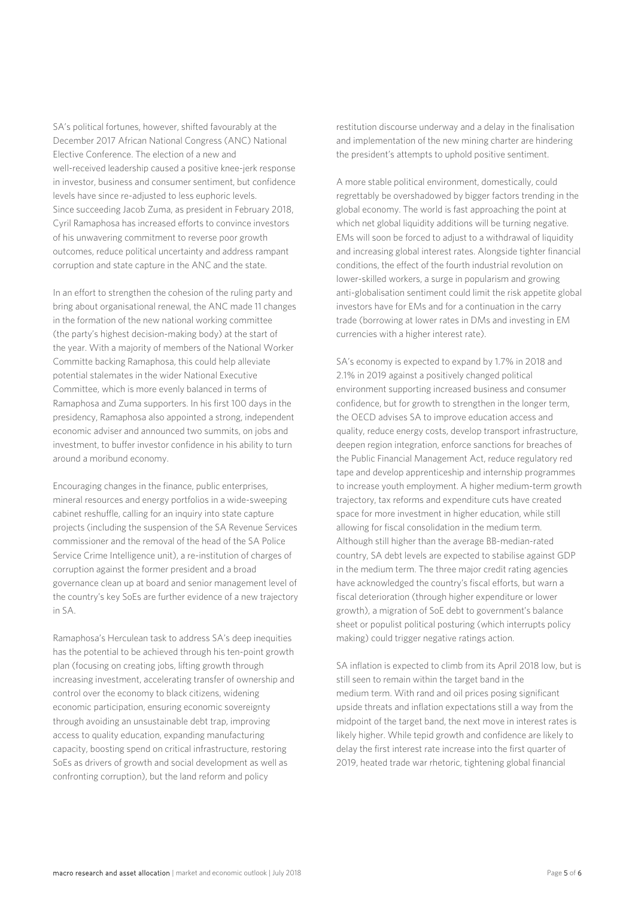SA's political fortunes, however, shifted favourably at the December 2017 African National Congress (ANC) National Elective Conference. The election of a new and well-received leadership caused a positive knee-jerk response in investor, business and consumer sentiment, but confidence levels have since re-adjusted to less euphoric levels. Since succeeding Jacob Zuma, as president in February 2018, Cyril Ramaphosa has increased efforts to convince investors of his unwavering commitment to reverse poor growth outcomes, reduce political uncertainty and address rampant corruption and state capture in the ANC and the state.

In an effort to strengthen the cohesion of the ruling party and bring about organisational renewal, the ANC made 11 changes in the formation of the new national working committee (the party's highest decision-making body) at the start of the year. With a majority of members of the National Worker Committe backing Ramaphosa, this could help alleviate potential stalemates in the wider National Executive Committee, which is more evenly balanced in terms of Ramaphosa and Zuma supporters. In his first 100 days in the presidency, Ramaphosa also appointed a strong, independent economic adviser and announced two summits, on jobs and investment, to buffer investor confidence in his ability to turn around a moribund economy.

Encouraging changes in the finance, public enterprises, mineral resources and energy portfolios in a wide-sweeping cabinet reshuffle, calling for an inquiry into state capture projects (including the suspension of the SA Revenue Services commissioner and the removal of the head of the SA Police Service Crime Intelligence unit), a re-institution of charges of corruption against the former president and a broad governance clean up at board and senior management level of the country's key SoEs are further evidence of a new trajectory in SA.

Ramaphosa's Herculean task to address SA's deep inequities has the potential to be achieved through his ten-point growth plan (focusing on creating jobs, lifting growth through increasing investment, accelerating transfer of ownership and control over the economy to black citizens, widening economic participation, ensuring economic sovereignty through avoiding an unsustainable debt trap, improving access to quality education, expanding manufacturing capacity, boosting spend on critical infrastructure, restoring SoEs as drivers of growth and social development as well as confronting corruption), but the land reform and policy restitution discourse underway and a delay in the finalisation and implementation of the new mining charter are hindering the president's attempts to uphold positive sentiment.

A more stable political environment, domestically, could regrettably be overshadowed by bigger factors trending in the global economy. The world is fast approaching the point at which net global liquidity additions will be turning negative. EMs will soon be forced to adjust to a withdrawal of liquidity and increasing global interest rates. Alongside tighter financial conditions, the effect of the fourth industrial revolution on lower-skilled workers, a surge in popularism and growing anti-globalisation sentiment could limit the risk appetite global investors have for EMs and for a continuation in the carry trade (borrowing at lower rates in DMs and investing in EM currencies with a higher interest rate).

SA's economy is expected to expand by 1.7% in 2018 and 2.1% in 2019 against a positively changed political environment supporting increased business and consumer confidence, but for growth to strengthen in the longer term, the OECD advises SA to improve education access and quality, reduce energy costs, develop transport infrastructure, deepen region integration, enforce sanctions for breaches of the Public Financial Management Act, reduce regulatory red tape and develop apprenticeship and internship programmes to increase youth employment. A higher medium-term growth trajectory, tax reforms and expenditure cuts have created space for more investment in higher education, while still allowing for fiscal consolidation in the medium term. Although still higher than the average BB-median-rated country, SA debt levels are expected to stabilise against GDP in the medium term. The three major credit rating agencies have acknowledged the country's fiscal efforts, but warn a fiscal deterioration (through higher expenditure or lower growth), a migration of SoE debt to government's balance sheet or populist political posturing (which interrupts policy making) could trigger negative ratings action.

SA inflation is expected to climb from its April 2018 low, but is still seen to remain within the target band in the medium term. With rand and oil prices posing significant upside threats and inflation expectations still a way from the midpoint of the target band, the next move in interest rates is likely higher. While tepid growth and confidence are likely to delay the first interest rate increase into the first quarter of 2019, heated trade war rhetoric, tightening global financial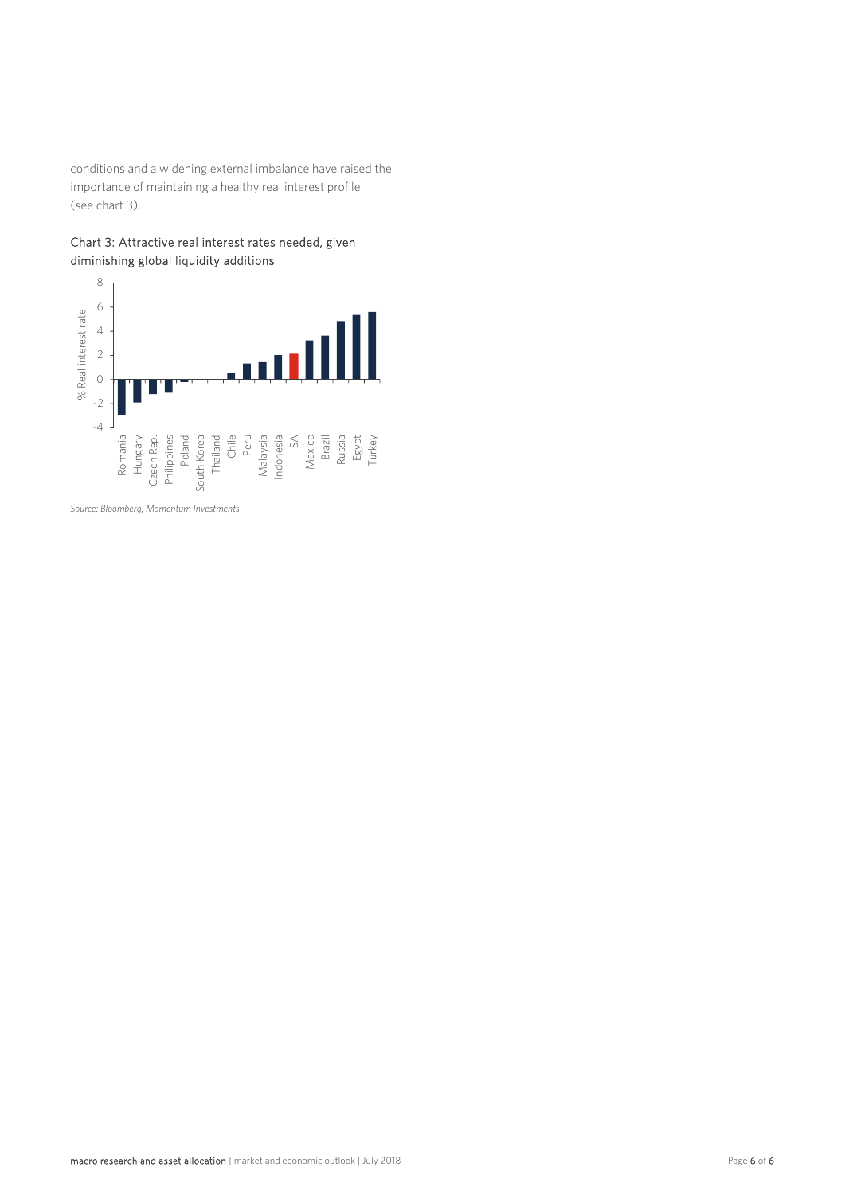conditions and a widening external imbalance have raised the importance of maintaining a healthy real interest profile (see chart 3).

Chart 3: Attractive real interest rates needed, given diminishing global liquidity additions

*Source: Bloomberg, Momentum Investments*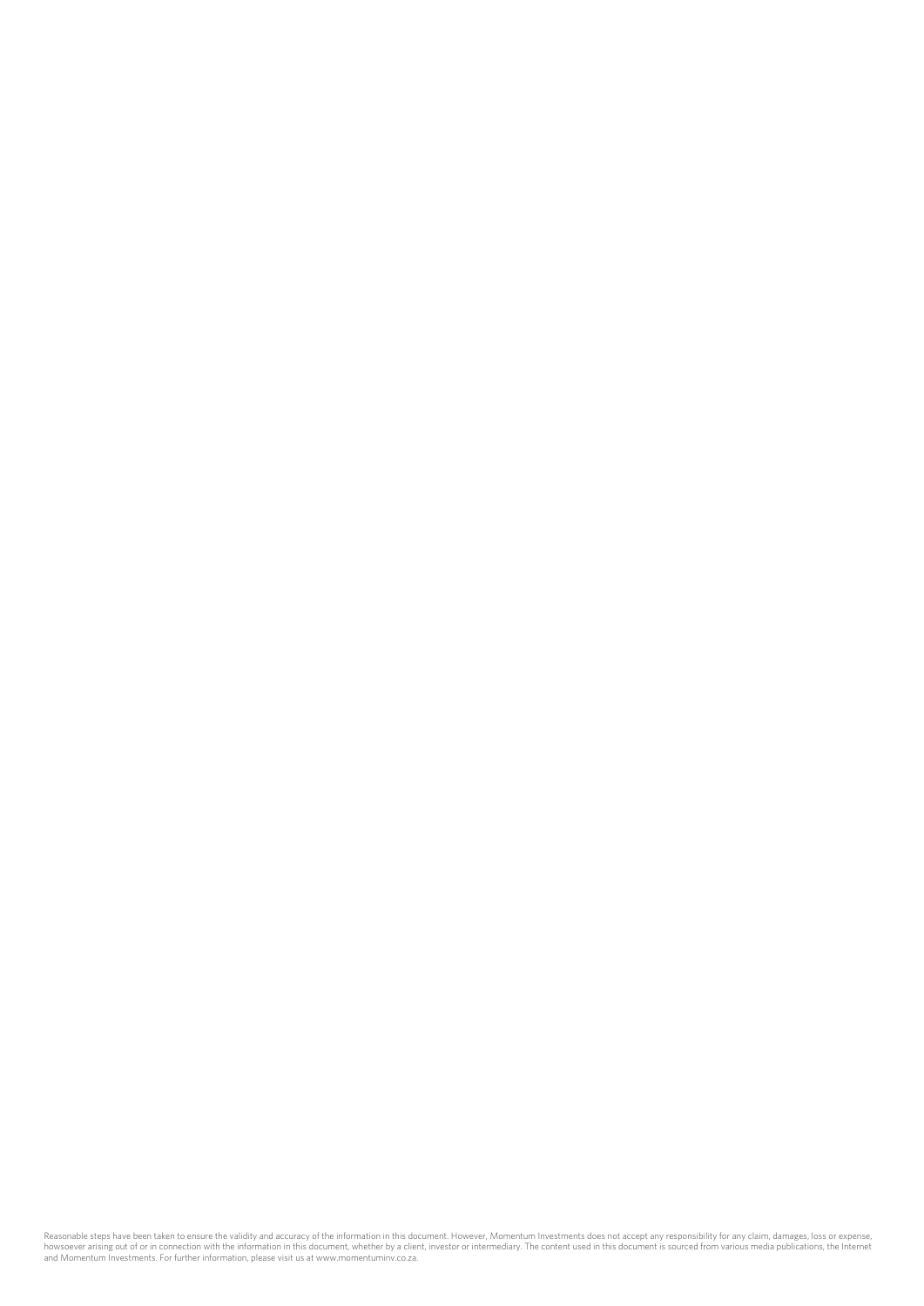Reasonable steps have been taken to ensure the validity and accuracy of the information in this document. However, Momentum Investments does not accept any responsibility for any claim, damages, loss or expense, howsoever arising out of or in connection with the information in this document, whether by a client, investor or intermediary. The content used in this document is sourced from various media publications, the Internet and Momentum Investments. For further information, please visit us at www.momentuminv.co.za.